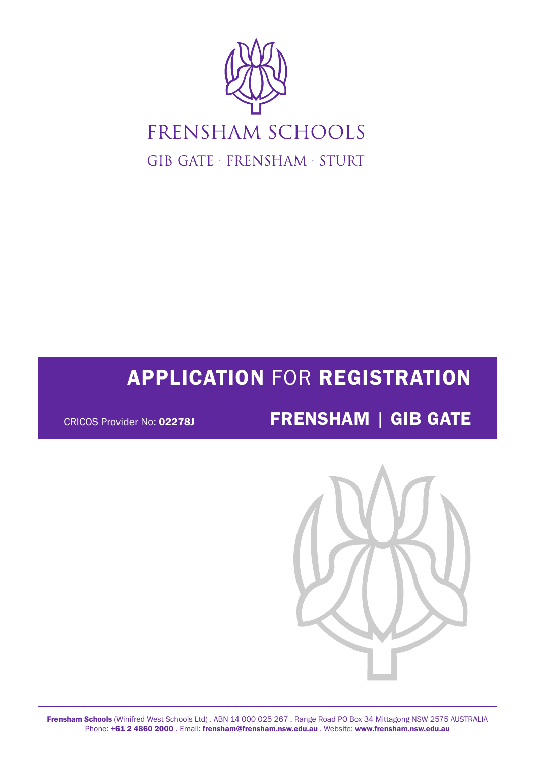# FRENSHAM SCHOOLS

GIB GATE · FRENSHAM · STURT

# APPLICATION FOR REGISTRATION

CRICOS Provider No: **02278J**

## FRENSHAM | GIB GATE

**Frensham Schools** (Winifred West Schools Ltd) . ABN 14 000 025 267 . Range Road PO Box 34 Mittagong NSW 2575 AUSTRALIA
Phone: **+61 2 4860 2000** . Email: **frensham@frensham.nsw.edu.au** . Website: **www.frensham.nsw.edu.au**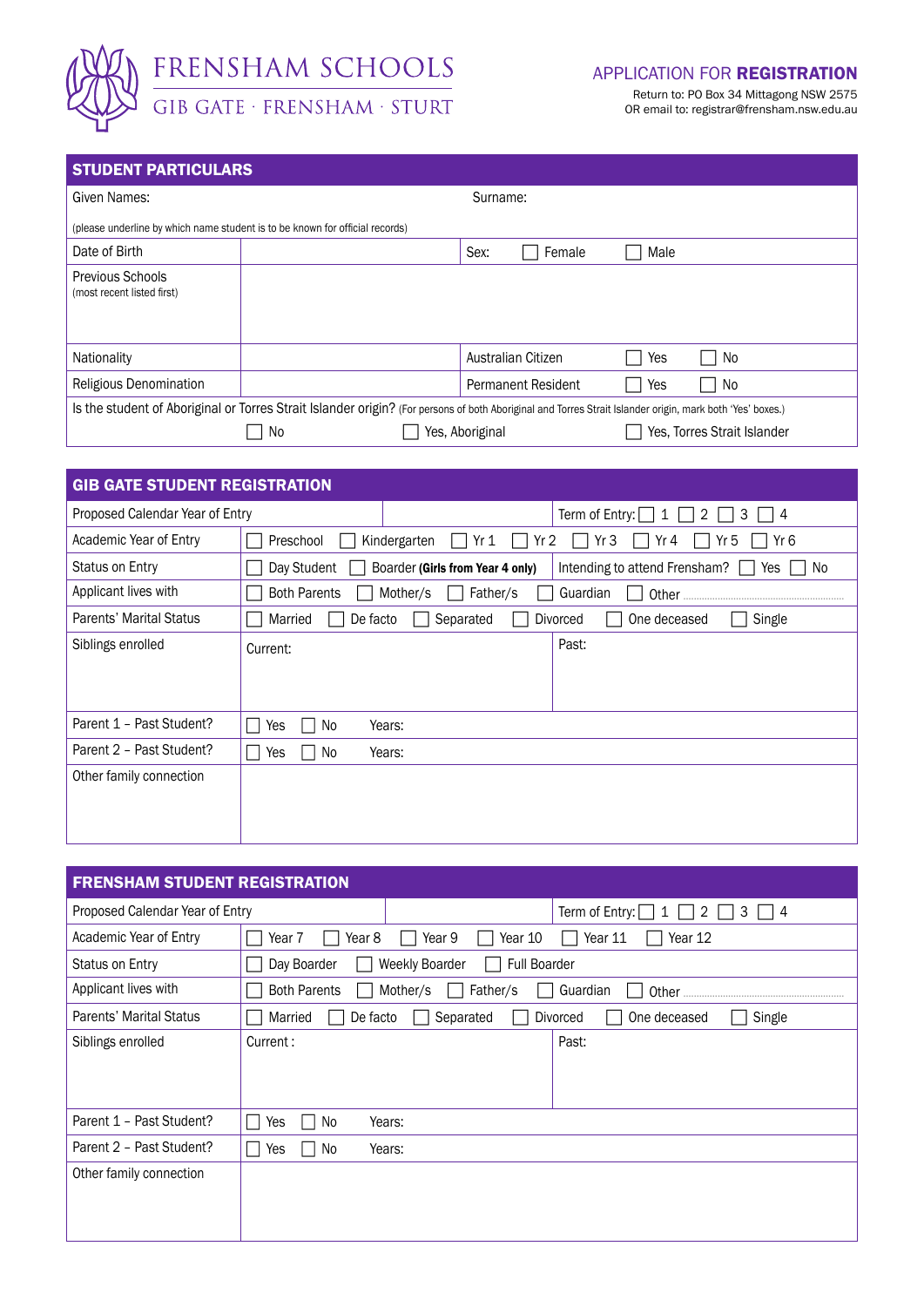# FRENSHAM SCHOOLS

GIB GATE · FRENSHAM · STURT

## APPLICATION FOR **REGISTRATION**

Return to: PO Box 34 Mittagong NSW 2575
OR email to: registrar@frensham.nsw.edu.au

## STUDENT PARTICULARS

| Given Names: | | Surname: | |
|---|---|---|---|
| (please underline by which name student is to be known for official records) | | | |
| Date of Birth | | Sex: ☐ Female ☐ Male | |
| Previous Schools (most recent listed first) | | | |
| Nationality | | Australian Citizen | ☐ Yes ☐ No |
| Religious Denomination | | Permanent Resident | ☐ Yes ☐ No |

Is the student of Aboriginal or Torres Strait Islander origin? (For persons of both Aboriginal and Torres Strait Islander origin, mark both 'Yes' boxes.)

☐ No ☐ Yes, Aboriginal ☐ Yes, Torres Strait Islander

## GIB GATE STUDENT REGISTRATION

| Proposed Calendar Year of Entry | | Term of Entry: ☐ 1 ☐ 2 ☐ 3 ☐ 4 |
|---|---|---|
| Academic Year of Entry | ☐ Preschool ☐ Kindergarten ☐ Yr 1 ☐ Yr 2 ☐ Yr 3 ☐ Yr 4 ☐ Yr 5 ☐ Yr 6 | |
| Status on Entry | ☐ Day Student ☐ Boarder **(Girls from Year 4 only)** | Intending to attend Frensham? ☐ Yes ☐ No |
| Applicant lives with | ☐ Both Parents ☐ Mother/s ☐ Father/s ☐ Guardian ☐ Other ........ | |
| Parents' Marital Status | ☐ Married ☐ De facto ☐ Separated ☐ Divorced ☐ One deceased ☐ Single | |
| Siblings enrolled | Current: | Past: |
| Parent 1 – Past Student? | ☐ Yes ☐ No Years: | |
| Parent 2 – Past Student? | ☐ Yes ☐ No Years: | |
| Other family connection | | |

## FRENSHAM STUDENT REGISTRATION

| Proposed Calendar Year of Entry | | Term of Entry: ☐ 1 ☐ 2 ☐ 3 ☐ 4 |
|---|---|---|
| Academic Year of Entry | ☐ Year 7 ☐ Year 8 ☐ Year 9 ☐ Year 10 ☐ Year 11 ☐ Year 12 | |
| Status on Entry | ☐ Day Boarder ☐ Weekly Boarder ☐ Full Boarder | |
| Applicant lives with | ☐ Both Parents ☐ Mother/s ☐ Father/s ☐ Guardian ☐ Other ........ | |
| Parents' Marital Status | ☐ Married ☐ De facto ☐ Separated ☐ Divorced ☐ One deceased ☐ Single | |
| Siblings enrolled | Current : | Past: |
| Parent 1 – Past Student? | ☐ Yes ☐ No Years: | |
| Parent 2 – Past Student? | ☐ Yes ☐ No Years: | |
| Other family connection | | |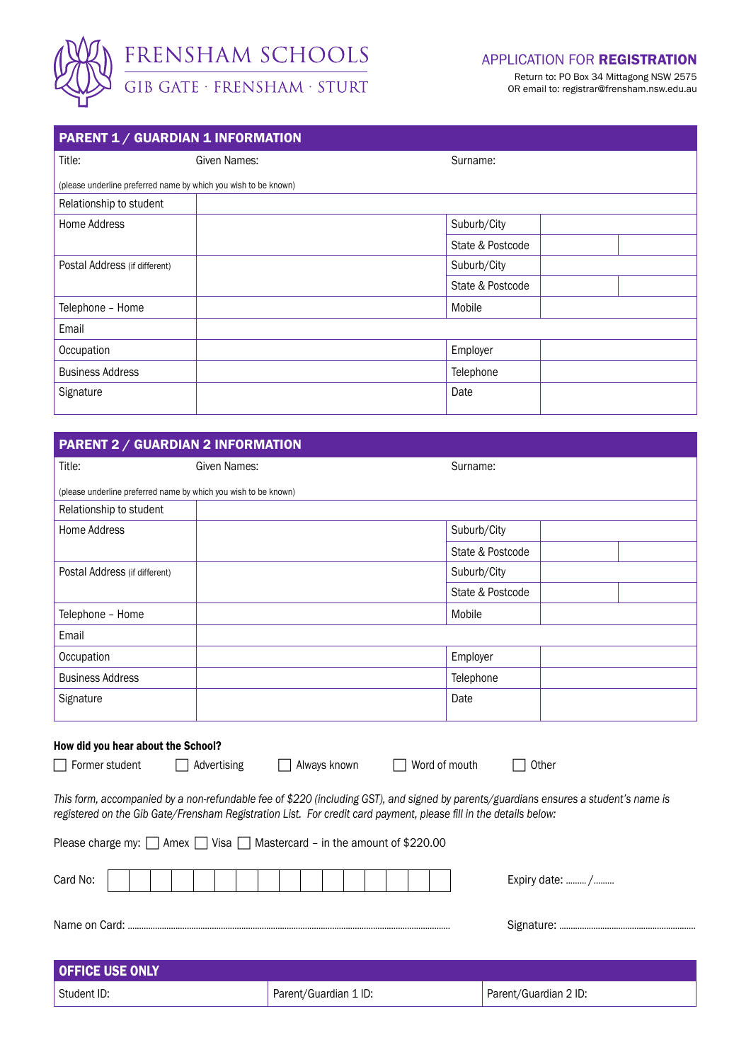# FRENSHAM SCHOOLS

GIB GATE · FRENSHAM · STURT

## APPLICATION FOR **REGISTRATION**

Return to: PO Box 34 Mittagong NSW 2575
OR email to: registrar@frensham.nsw.edu.au

## PARENT 1 / GUARDIAN 1 INFORMATION

| Title: | Given Names: | Surname: | |
|---|---|---|---|
| (please underline preferred name by which you wish to be known) | | | |
| Relationship to student | | | |
| Home Address | | Suburb/City | |
| | | State & Postcode | |
| Postal Address (if different) | | Suburb/City | |
| | | State & Postcode | |
| Telephone – Home | | Mobile | |
| Email | | | |
| Occupation | | Employer | |
| Business Address | | Telephone | |
| Signature | | Date | |

## PARENT 2 / GUARDIAN 2 INFORMATION

| Title: | Given Names: | Surname: | |
|---|---|---|---|
| (please underline preferred name by which you wish to be known) | | | |
| Relationship to student | | | |
| Home Address | | Suburb/City | |
| | | State & Postcode | |
| Postal Address (if different) | | Suburb/City | |
| | | State & Postcode | |
| Telephone – Home | | Mobile | |
| Email | | | |
| Occupation | | Employer | |
| Business Address | | Telephone | |
| Signature | | Date | |

**How did you hear about the School?**

☐ Former student ☐ Advertising ☐ Always known ☐ Word of mouth ☐ Other

*This form, accompanied by a non-refundable fee of $220 (including GST), and signed by parents/guardians ensures a student's name is registered on the Gib Gate/Frensham Registration List. For credit card payment, please fill in the details below:*

Please charge my: ☐ Amex ☐ Visa ☐ Mastercard – in the amount of $220.00

Card No: | | | | | | | | | | | | | | | | |     Expiry date: ......... / .........

Name on Card: ....................................................................................     Signature: ..........................................

## OFFICE USE ONLY

| Student ID: | Parent/Guardian 1 ID: | Parent/Guardian 2 ID: |
|---|---|---|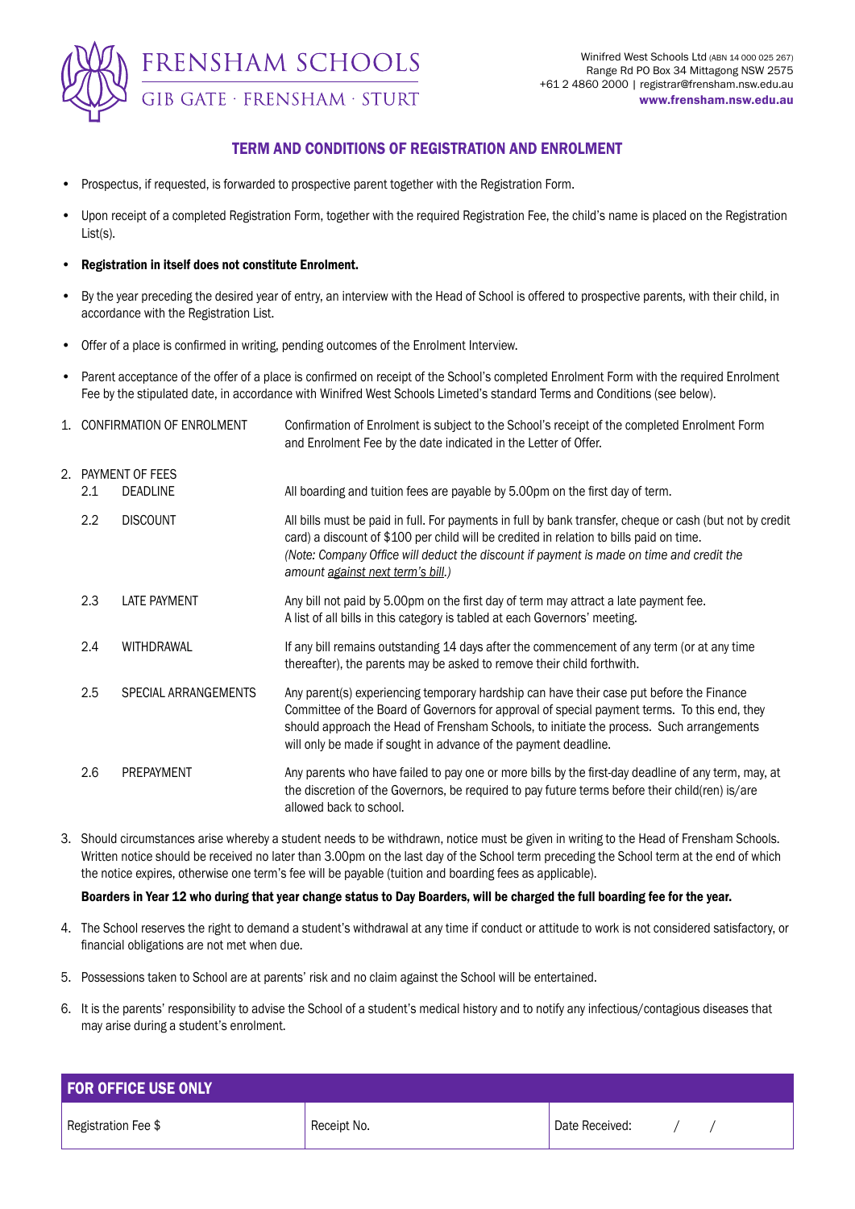FRENSHAM SCHOOLS

GIB GATE · FRENSHAM · STURT

Winifred West Schools Ltd (ABN 14 000 025 267)
Range Rd PO Box 34 Mittagong NSW 2575
+61 2 4860 2000 | registrar@frensham.nsw.edu.au
**www.frensham.nsw.edu.au**

## TERM AND CONDITIONS OF REGISTRATION AND ENROLMENT

- Prospectus, if requested, is forwarded to prospective parent together with the Registration Form.
- Upon receipt of a completed Registration Form, together with the required Registration Fee, the child's name is placed on the Registration List(s).
- **Registration in itself does not constitute Enrolment.**
- By the year preceding the desired year of entry, an interview with the Head of School is offered to prospective parents, with their child, in accordance with the Registration List.
- Offer of a place is confirmed in writing, pending outcomes of the Enrolment Interview.
- Parent acceptance of the offer of a place is confirmed on receipt of the School's completed Enrolment Form with the required Enrolment Fee by the stipulated date, in accordance with Winifred West Schools Limeted's standard Terms and Conditions (see below).

1. CONFIRMATION OF ENROLMENT — Confirmation of Enrolment is subject to the School's receipt of the completed Enrolment Form and Enrolment Fee by the date indicated in the Letter of Offer.

2. PAYMENT OF FEES

   2.1 DEADLINE — All boarding and tuition fees are payable by 5.00pm on the first day of term.

   2.2 DISCOUNT — All bills must be paid in full. For payments in full by bank transfer, cheque or cash (but not by credit card) a discount of $100 per child will be credited in relation to bills paid on time.
   *(Note: Company Office will deduct the discount if payment is made on time and credit the amount <u>against next term's bill</u>.)*

   2.3 LATE PAYMENT — Any bill not paid by 5.00pm on the first day of term may attract a late payment fee.
   A list of all bills in this category is tabled at each Governors' meeting.

   2.4 WITHDRAWAL — If any bill remains outstanding 14 days after the commencement of any term (or at any time thereafter), the parents may be asked to remove their child forthwith.

   2.5 SPECIAL ARRANGEMENTS — Any parent(s) experiencing temporary hardship can have their case put before the Finance Committee of the Board of Governors for approval of special payment terms. To this end, they should approach the Head of Frensham Schools, to initiate the process. Such arrangements will only be made if sought in advance of the payment deadline.

   2.6 PREPAYMENT — Any parents who have failed to pay one or more bills by the first-day deadline of any term, may, at the discretion of the Governors, be required to pay future terms before their child(ren) is/are allowed back to school.

3. Should circumstances arise whereby a student needs to be withdrawn, notice must be given in writing to the Head of Frensham Schools. Written notice should be received no later than 3.00pm on the last day of the School term preceding the School term at the end of which the notice expires, otherwise one term's fee will be payable (tuition and boarding fees as applicable).

   **Boarders in Year 12 who during that year change status to Day Boarders, will be charged the full boarding fee for the year.**

4. The School reserves the right to demand a student's withdrawal at any time if conduct or attitude to work is not considered satisfactory, or financial obligations are not met when due.

5. Possessions taken to School are at parents' risk and no claim against the School will be entertained.

6. It is the parents' responsibility to advise the School of a student's medical history and to notify any infectious/contagious diseases that may arise during a student's enrolment.

| FOR OFFICE USE ONLY | | |
|---|---|---|
| Registration Fee $ | Receipt No. | Date Received: / / |